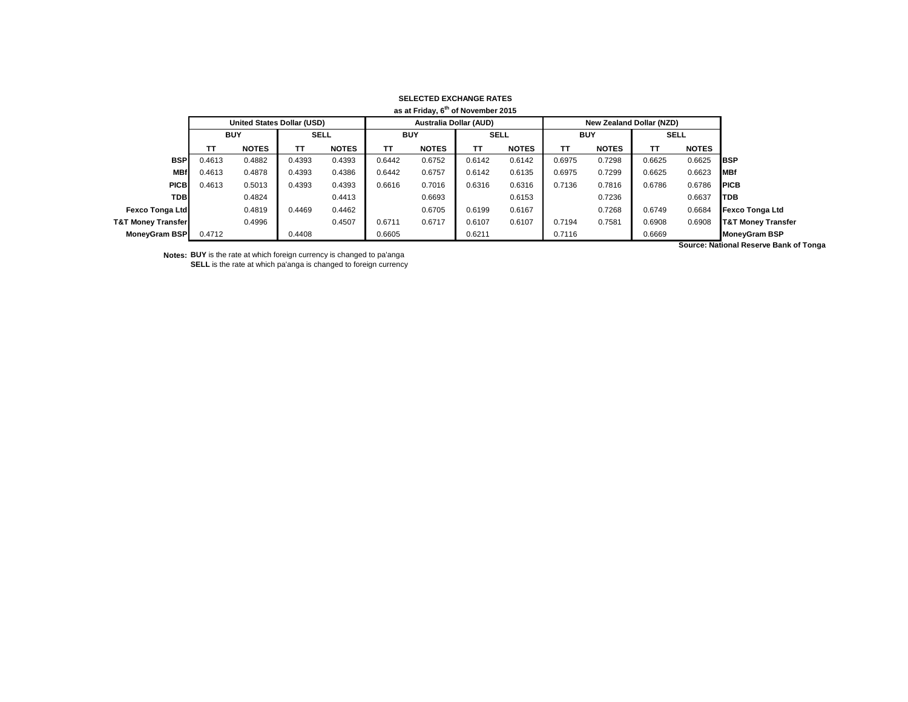**SELECTED EXCHANGE RATES**

**as at Friday, 6th of November 2015**

| | United States Dollar (USD) | | | | Australia Dollar (AUD) | | | | New Zealand Dollar (NZD) | | | | |
|---|---|---|---|---|---|---|---|---|---|---|---|---|---|
| | BUY | | SELL | | BUY | | SELL | | BUY | | SELL | | |
| | TT | NOTES | TT | NOTES | TT | NOTES | TT | NOTES | TT | NOTES | TT | NOTES | |
| **BSP** | 0.4613 | 0.4882 | 0.4393 | 0.4393 | 0.6442 | 0.6752 | 0.6142 | 0.6142 | 0.6975 | 0.7298 | 0.6625 | 0.6625 | **BSP** |
| **MBf** | 0.4613 | 0.4878 | 0.4393 | 0.4386 | 0.6442 | 0.6757 | 0.6142 | 0.6135 | 0.6975 | 0.7299 | 0.6625 | 0.6623 | **MBf** |
| **PICB** | 0.4613 | 0.5013 | 0.4393 | 0.4393 | 0.6616 | 0.7016 | 0.6316 | 0.6316 | 0.7136 | 0.7816 | 0.6786 | 0.6786 | **PICB** |
| **TDB** | | 0.4824 | | 0.4413 | | 0.6693 | | 0.6153 | | 0.7236 | | 0.6637 | **TDB** |
| **Fexco Tonga Ltd** | | 0.4819 | 0.4469 | 0.4462 | | 0.6705 | 0.6199 | 0.6167 | | 0.7268 | 0.6749 | 0.6684 | **Fexco Tonga Ltd** |
| **T&T Money Transfer** | | 0.4996 | | 0.4507 | 0.6711 | 0.6717 | 0.6107 | 0.6107 | 0.7194 | 0.7581 | 0.6908 | 0.6908 | **T&T Money Transfer** |
| **MoneyGram BSP** | 0.4712 | | 0.4408 | | 0.6605 | | 0.6211 | | 0.7116 | | 0.6669 | | **MoneyGram BSP** |

**Source: National Reserve Bank of Tonga**

**Notes:** **BUY** is the rate at which foreign currency is changed to pa'anga
**SELL** is the rate at which pa'anga is changed to foreign currency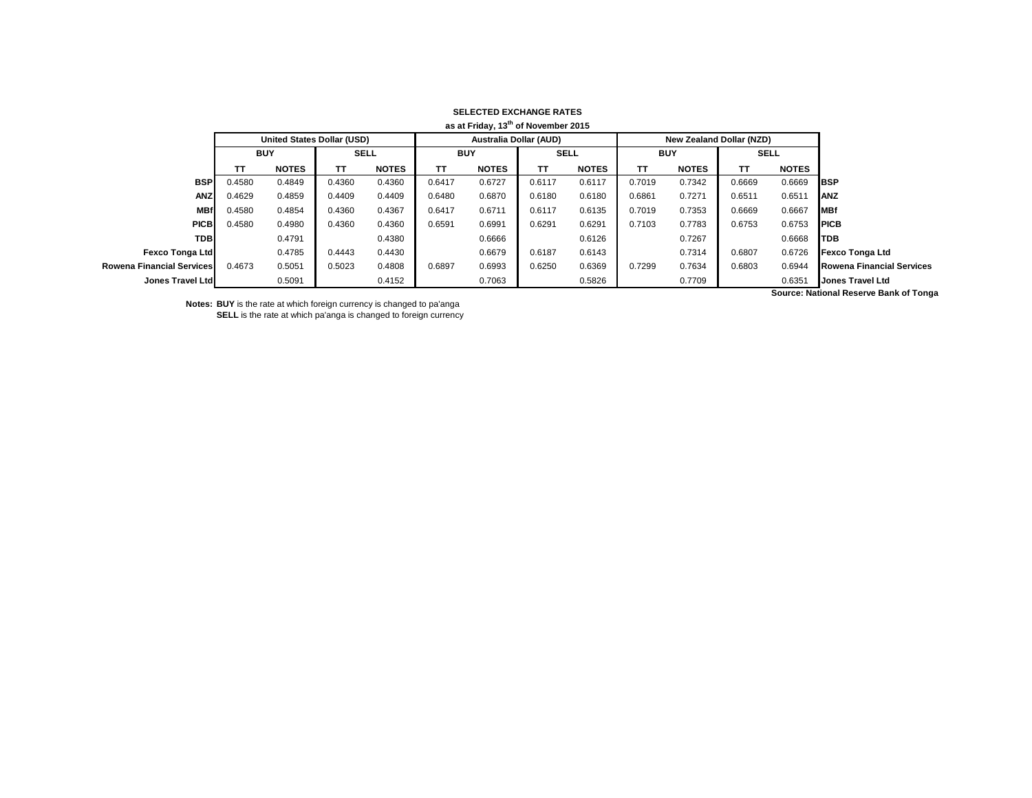**SELECTED EXCHANGE RATES**

**as at Friday, 13th of November 2015**

| | United States Dollar (USD) | | | | Australia Dollar (AUD) | | | | New Zealand Dollar (NZD) | | | | |
|---|---|---|---|---|---|---|---|---|---|---|---|---|---|
| | BUY | | SELL | | BUY | | SELL | | BUY | | SELL | | |
| | TT | NOTES | TT | NOTES | TT | NOTES | TT | NOTES | TT | NOTES | TT | NOTES | |
| **BSP** | 0.4580 | 0.4849 | 0.4360 | 0.4360 | 0.6417 | 0.6727 | 0.6117 | 0.6117 | 0.7019 | 0.7342 | 0.6669 | 0.6669 | **BSP** |
| **ANZ** | 0.4629 | 0.4859 | 0.4409 | 0.4409 | 0.6480 | 0.6870 | 0.6180 | 0.6180 | 0.6861 | 0.7271 | 0.6511 | 0.6511 | **ANZ** |
| **MBf** | 0.4580 | 0.4854 | 0.4360 | 0.4367 | 0.6417 | 0.6711 | 0.6117 | 0.6135 | 0.7019 | 0.7353 | 0.6669 | 0.6667 | **MBf** |
| **PICB** | 0.4580 | 0.4980 | 0.4360 | 0.4360 | 0.6591 | 0.6991 | 0.6291 | 0.6291 | 0.7103 | 0.7783 | 0.6753 | 0.6753 | **PICB** |
| **TDB** | | 0.4791 | | 0.4380 | | 0.6666 | | 0.6126 | | 0.7267 | | 0.6668 | **TDB** |
| **Fexco Tonga Ltd** | | 0.4785 | 0.4443 | 0.4430 | | 0.6679 | 0.6187 | 0.6143 | | 0.7314 | 0.6807 | 0.6726 | **Fexco Tonga Ltd** |
| **Rowena Financial Services** | 0.4673 | 0.5051 | 0.5023 | 0.4808 | 0.6897 | 0.6993 | 0.6250 | 0.6369 | 0.7299 | 0.7634 | 0.6803 | 0.6944 | **Rowena Financial Services** |
| **Jones Travel Ltd** | | 0.5091 | | 0.4152 | | 0.7063 | | 0.5826 | | 0.7709 | | 0.6351 | **Jones Travel Ltd** |

**Source: National Reserve Bank of Tonga**

**Notes: BUY** is the rate at which foreign currency is changed to pa'anga
**SELL** is the rate at which pa'anga is changed to foreign currency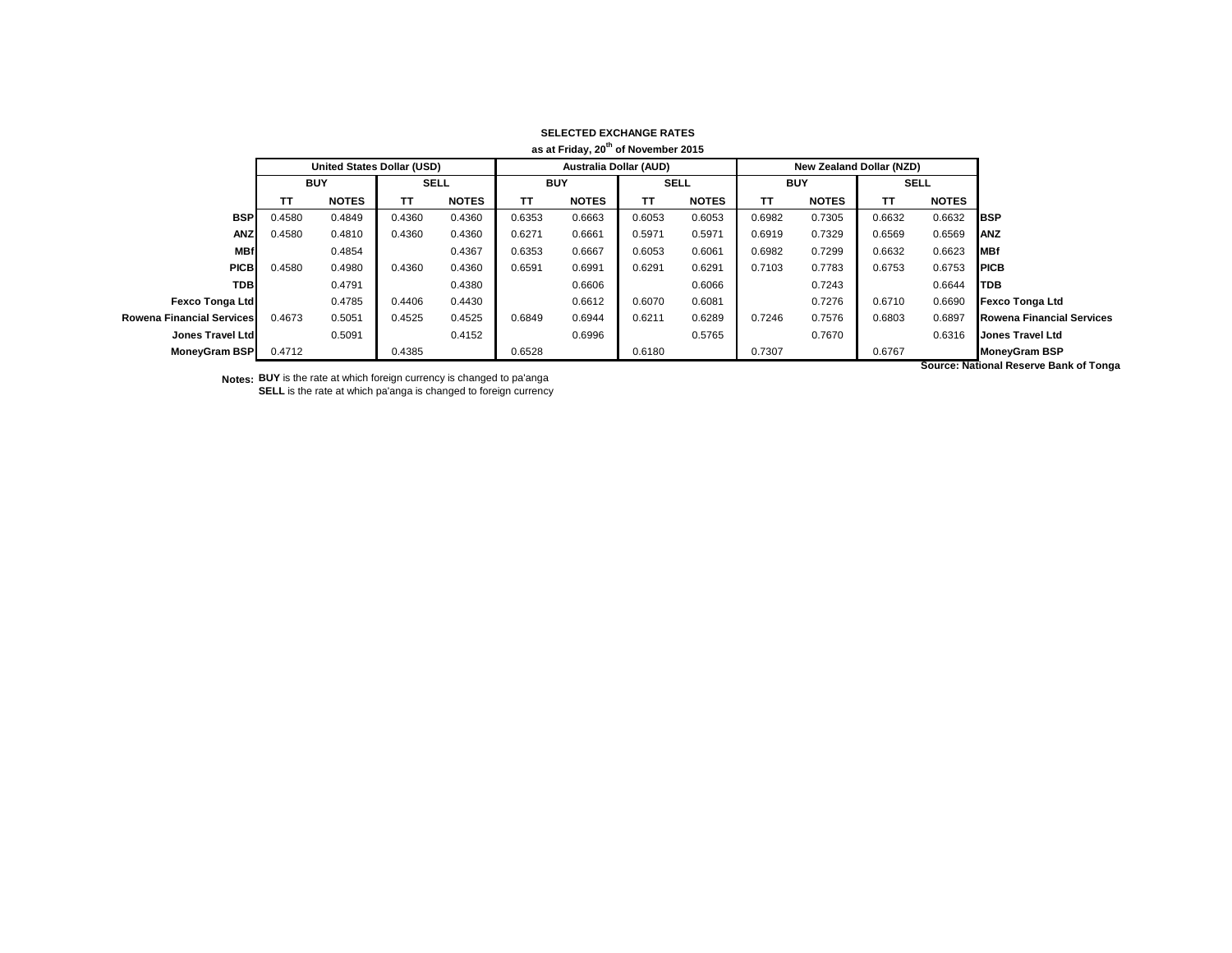**SELECTED EXCHANGE RATES**

**as at Friday, 20th of November 2015**

| | United States Dollar (USD) | | | | Australia Dollar (AUD) | | | | New Zealand Dollar (NZD) | | | | |
|---|---|---|---|---|---|---|---|---|---|---|---|---|---|
| | BUY | | SELL | | BUY | | SELL | | BUY | | SELL | | |
| | TT | NOTES | TT | NOTES | TT | NOTES | TT | NOTES | TT | NOTES | TT | NOTES | |
| **BSP** | 0.4580 | 0.4849 | 0.4360 | 0.4360 | 0.6353 | 0.6663 | 0.6053 | 0.6053 | 0.6982 | 0.7305 | 0.6632 | 0.6632 | **BSP** |
| **ANZ** | 0.4580 | 0.4810 | 0.4360 | 0.4360 | 0.6271 | 0.6661 | 0.5971 | 0.5971 | 0.6919 | 0.7329 | 0.6569 | 0.6569 | **ANZ** |
| **MBf** | | 0.4854 | | 0.4367 | 0.6353 | 0.6667 | 0.6053 | 0.6061 | 0.6982 | 0.7299 | 0.6632 | 0.6623 | **MBf** |
| **PICB** | 0.4580 | 0.4980 | 0.4360 | 0.4360 | 0.6591 | 0.6991 | 0.6291 | 0.6291 | 0.7103 | 0.7783 | 0.6753 | 0.6753 | **PICB** |
| **TDB** | | 0.4791 | | 0.4380 | | 0.6606 | | 0.6066 | | 0.7243 | | 0.6644 | **TDB** |
| **Fexco Tonga Ltd** | | 0.4785 | 0.4406 | 0.4430 | | 0.6612 | 0.6070 | 0.6081 | | 0.7276 | 0.6710 | 0.6690 | **Fexco Tonga Ltd** |
| **Rowena Financial Services** | 0.4673 | 0.5051 | 0.4525 | 0.4525 | 0.6849 | 0.6944 | 0.6211 | 0.6289 | 0.7246 | 0.7576 | 0.6803 | 0.6897 | **Rowena Financial Services** |
| **Jones Travel Ltd** | | 0.5091 | | 0.4152 | | 0.6996 | | 0.5765 | | 0.7670 | | 0.6316 | **Jones Travel Ltd** |
| **MoneyGram BSP** | 0.4712 | | 0.4385 | | 0.6528 | | 0.6180 | | 0.7307 | | 0.6767 | | **MoneyGram BSP** |

**Source: National Reserve Bank of Tonga**

**Notes:** **BUY** is the rate at which foreign currency is changed to pa'anga
**SELL** is the rate at which pa'anga is changed to foreign currency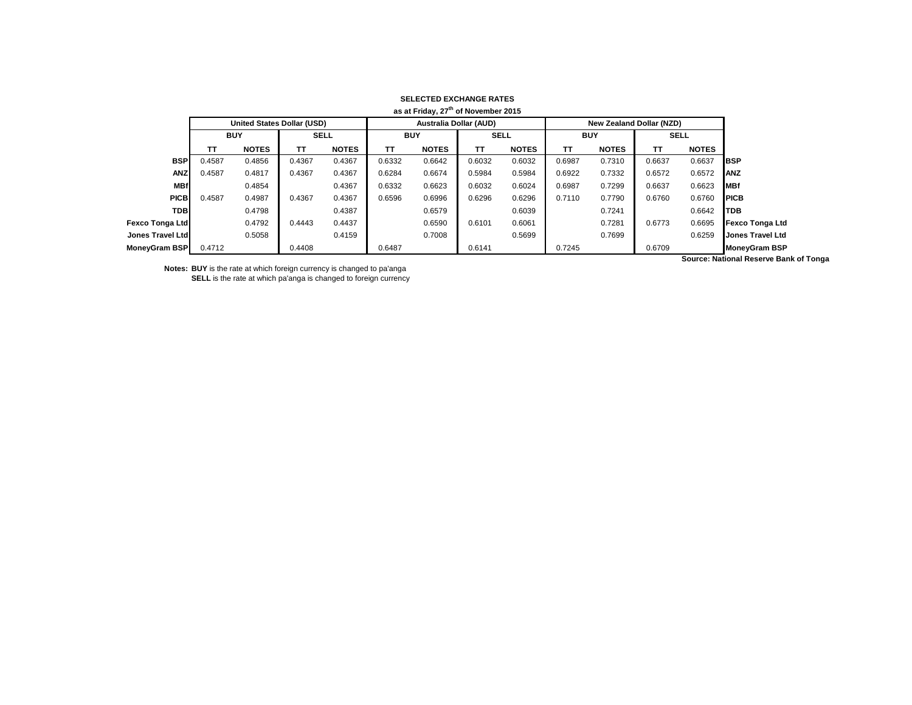**SELECTED EXCHANGE RATES**

**as at Friday, 27th of November 2015**

| | United States Dollar (USD) | | | | Australia Dollar (AUD) | | | | New Zealand Dollar (NZD) | | | | |
|---|---|---|---|---|---|---|---|---|---|---|---|---|---|
| | BUY | | SELL | | BUY | | SELL | | BUY | | SELL | | |
| | TT | NOTES | TT | NOTES | TT | NOTES | TT | NOTES | TT | NOTES | TT | NOTES | |
| **BSP** | 0.4587 | 0.4856 | 0.4367 | 0.4367 | 0.6332 | 0.6642 | 0.6032 | 0.6032 | 0.6987 | 0.7310 | 0.6637 | 0.6637 | **BSP** |
| **ANZ** | 0.4587 | 0.4817 | 0.4367 | 0.4367 | 0.6284 | 0.6674 | 0.5984 | 0.5984 | 0.6922 | 0.7332 | 0.6572 | 0.6572 | **ANZ** |
| **MBf** | | 0.4854 | | 0.4367 | 0.6332 | 0.6623 | 0.6032 | 0.6024 | 0.6987 | 0.7299 | 0.6637 | 0.6623 | **MBf** |
| **PICB** | 0.4587 | 0.4987 | 0.4367 | 0.4367 | 0.6596 | 0.6996 | 0.6296 | 0.6296 | 0.7110 | 0.7790 | 0.6760 | 0.6760 | **PICB** |
| **TDB** | | 0.4798 | | 0.4387 | | 0.6579 | | 0.6039 | | 0.7241 | | 0.6642 | **TDB** |
| **Fexco Tonga Ltd** | | 0.4792 | 0.4443 | 0.4437 | | 0.6590 | 0.6101 | 0.6061 | | 0.7281 | 0.6773 | 0.6695 | **Fexco Tonga Ltd** |
| **Jones Travel Ltd** | | 0.5058 | | 0.4159 | | 0.7008 | | 0.5699 | | 0.7699 | | 0.6259 | **Jones Travel Ltd** |
| **MoneyGram BSP** | 0.4712 | | 0.4408 | | 0.6487 | | 0.6141 | | 0.7245 | | 0.6709 | | **MoneyGram BSP** |

**Source: National Reserve Bank of Tonga**

**Notes:** **BUY** is the rate at which foreign currency is changed to pa'anga
**SELL** is the rate at which pa'anga is changed to foreign currency